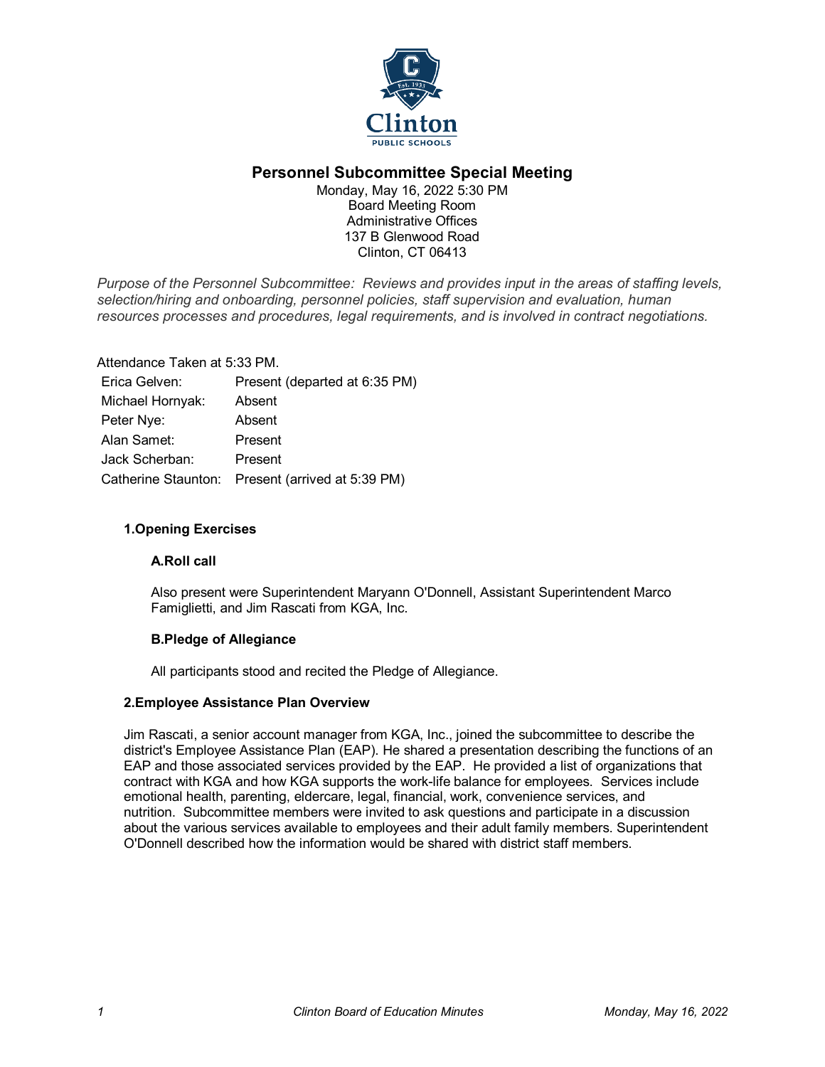# Personnel Subcommittee Special Meeting

Monday, May 16, 2022 5:30 PM
Board Meeting Room
Administrative Offices
137 B Glenwood Road
Clinton, CT 06413

*Purpose of the Personnel Subcommittee: Reviews and provides input in the areas of staffing levels, selection/hiring and onboarding, personnel policies, staff supervision and evaluation, human resources processes and procedures, legal requirements, and is involved in contract negotiations.*

Attendance Taken at 5:33 PM.

| | |
|---|---|
| Erica Gelven: | Present (departed at 6:35 PM) |
| Michael Hornyak: | Absent |
| Peter Nye: | Absent |
| Alan Samet: | Present |
| Jack Scherban: | Present |
| Catherine Staunton: | Present (arrived at 5:39 PM) |

## 1.Opening Exercises

### A.Roll call

Also present were Superintendent Maryann O'Donnell, Assistant Superintendent Marco Famiglietti, and Jim Rascati from KGA, Inc.

### B.Pledge of Allegiance

All participants stood and recited the Pledge of Allegiance.

## 2.Employee Assistance Plan Overview

Jim Rascati, a senior account manager from KGA, Inc., joined the subcommittee to describe the district's Employee Assistance Plan (EAP). He shared a presentation describing the functions of an EAP and those associated services provided by the EAP. He provided a list of organizations that contract with KGA and how KGA supports the work-life balance for employees. Services include emotional health, parenting, eldercare, legal, financial, work, convenience services, and nutrition. Subcommittee members were invited to ask questions and participate in a discussion about the various services available to employees and their adult family members. Superintendent O'Donnell described how the information would be shared with district staff members.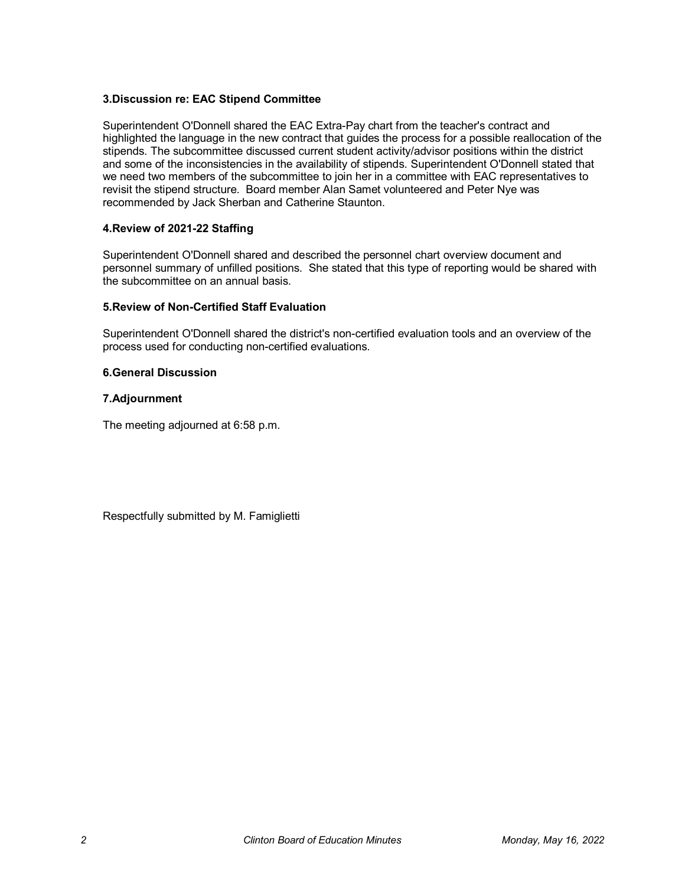**3.Discussion re: EAC Stipend Committee**

Superintendent O'Donnell shared the EAC Extra-Pay chart from the teacher's contract and highlighted the language in the new contract that guides the process for a possible reallocation of the stipends. The subcommittee discussed current student activity/advisor positions within the district and some of the inconsistencies in the availability of stipends. Superintendent O'Donnell stated that we need two members of the subcommittee to join her in a committee with EAC representatives to revisit the stipend structure. Board member Alan Samet volunteered and Peter Nye was recommended by Jack Sherban and Catherine Staunton.

**4.Review of 2021-22 Staffing**

Superintendent O'Donnell shared and described the personnel chart overview document and personnel summary of unfilled positions. She stated that this type of reporting would be shared with the subcommittee on an annual basis.

**5.Review of Non-Certified Staff Evaluation**

Superintendent O'Donnell shared the district's non-certified evaluation tools and an overview of the process used for conducting non-certified evaluations.

**6.General Discussion**

**7.Adjournment**

The meeting adjourned at 6:58 p.m.

Respectfully submitted by M. Famiglietti